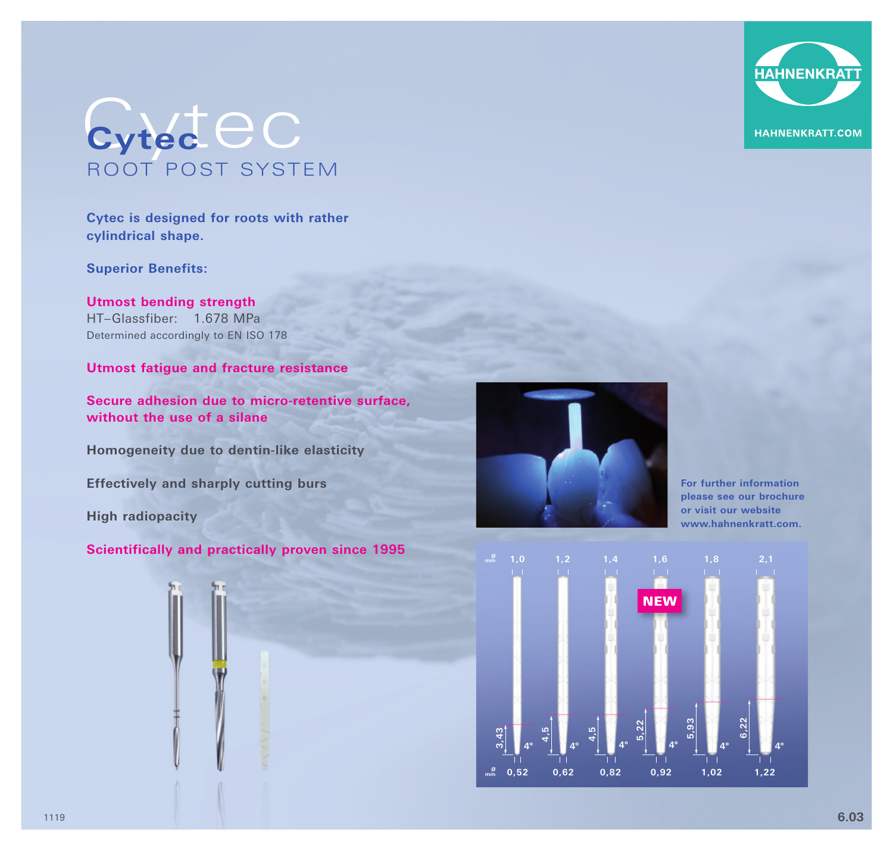# Cytec

## ROOT POST SYSTEM

HAHNENKRATT

HAHNENKRATT.COM

**Cytec is designed for roots with rather cylindrical shape.**

**Superior Benefits:**

**Utmost bending strength**
HT–Glassfiber: 1.678 MPa
Determined accordingly to EN ISO 178

**Utmost fatigue and fracture resistance**

**Secure adhesion due to micro-retentive surface, without the use of a silane**

**Homogeneity due to dentin-like elasticity**

**Effectively and sharply cutting burs**

**High radiopacity**

**Scientifically and practically proven since 1995**

**For further information please see our brochure or visit our website www.hahnenkratt.com.**

| ø mm | 1,0 | 1,2 | 1,4 | 1,6 (NEW) | 1,8 | 2,1 |
|---|---|---|---|---|---|---|
| Length (mm) | 3,43 | 4,5 | 4,5 | 5,22 | 5,93 | 6,22 |
| Angle | 4° | 4° | 4° | 4° | 4° | 4° |
| ø mm | 0,52 | 0,62 | 0,82 | 0,92 | 1,02 | 1,22 |

1119

6.03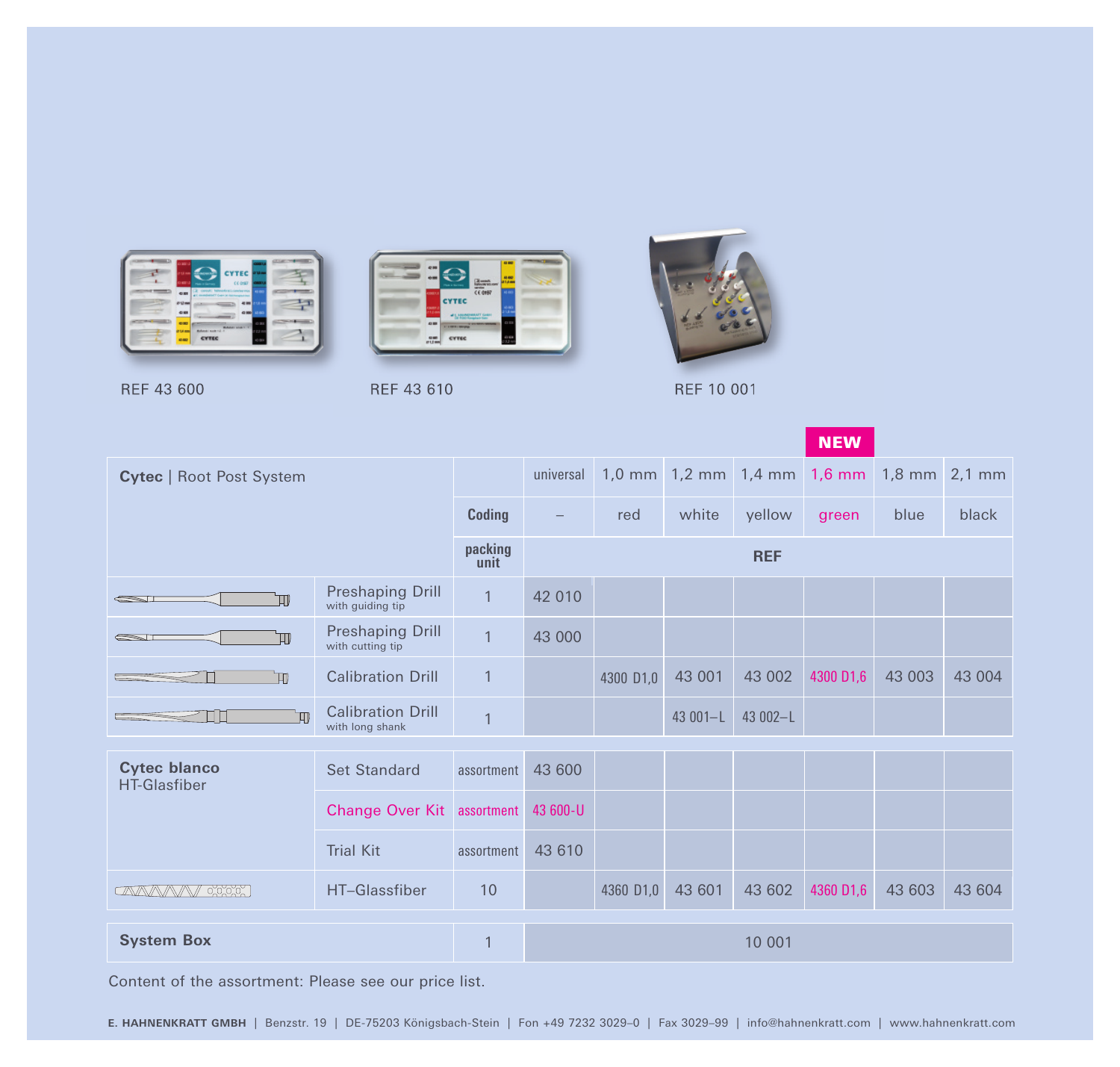REF 43 600

REF 43 610

REF 10 001

| Cytec \| Root Post System | | | universal | 1,0 mm | 1,2 mm | 1,4 mm | NEW 1,6 mm | 1,8 mm | 2,1 mm |
|---|---|---|---|---|---|---|---|---|---|
| | | Coding | – | red | white | yellow | green | blue | black |
| | | packing unit | REF | | | | | | |
| | Preshaping Drill with guiding tip | 1 | 42 010 | | | | | | |
| | Preshaping Drill with cutting tip | 1 | 43 000 | | | | | | |
| | Calibration Drill | 1 | | 4300 D1,0 | 43 001 | 43 002 | 4300 D1,6 | 43 003 | 43 004 |
| | Calibration Drill with long shank | 1 | | | 43 001–L | 43 002–L | | | |
| **Cytec blanco** HT-Glasfiber | Set Standard | assortment | 43 600 | | | | | | |
| | Change Over Kit | assortment | 43 600-U | | | | | | |
| | Trial Kit | assortment | 43 610 | | | | | | |
| | HT–Glassfiber | 10 | | 4360 D1,0 | 43 601 | 43 602 | 4360 D1,6 | 43 603 | 43 604 |
| **System Box** | | 1 | 10 001 | | | | | | |

Content of the assortment: Please see our price list.

**E. HAHNENKRATT GMBH** | Benzstr. 19 | DE-75203 Königsbach-Stein | Fon +49 7232 3029–0 | Fax 3029–99 | info@hahnenkratt.com | www.hahnenkratt.com